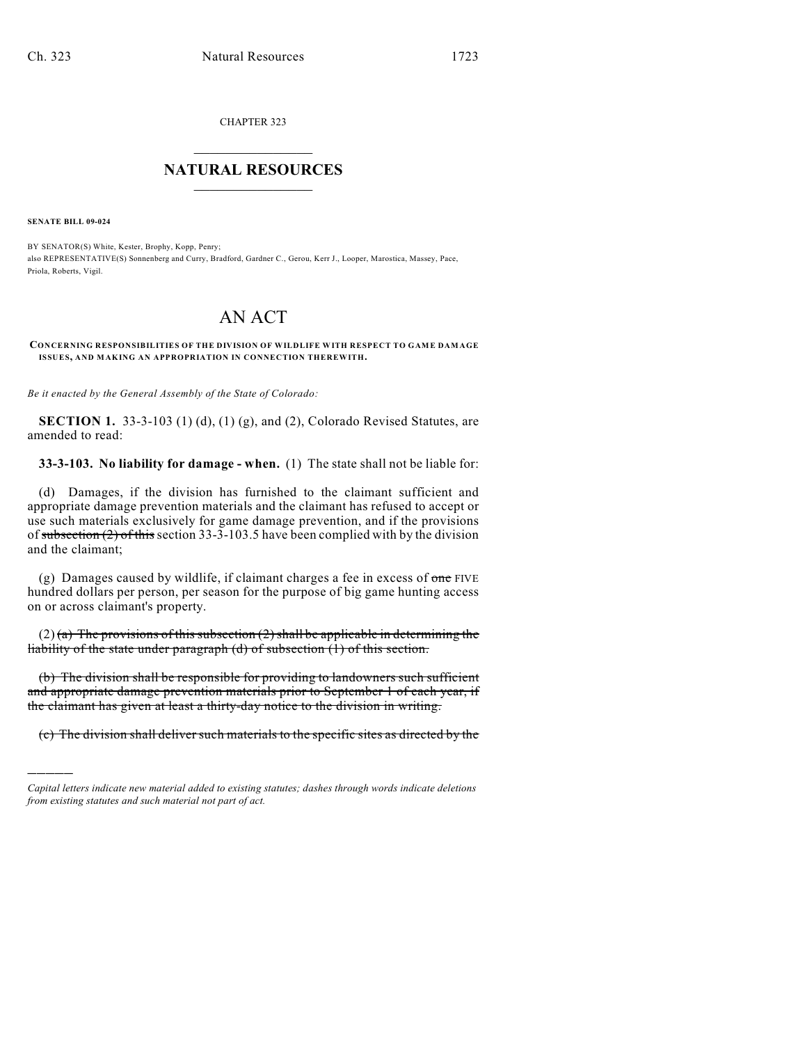CHAPTER 323

## NATURAL RESOURCES

**SENATE BILL 09-024**

BY SENATOR(S) White, Kester, Brophy, Kopp, Penry;
also REPRESENTATIVE(S) Sonnenberg and Curry, Bradford, Gardner C., Gerou, Kerr J., Looper, Marostica, Massey, Pace, Priola, Roberts, Vigil.

# AN ACT

**CONCERNING RESPONSIBILITIES OF THE DIVISION OF WILDLIFE WITH RESPECT TO GAME DAMAGE ISSUES, AND MAKING AN APPROPRIATION IN CONNECTION THEREWITH.**

*Be it enacted by the General Assembly of the State of Colorado:*

**SECTION 1.** 33-3-103 (1) (d), (1) (g), and (2), Colorado Revised Statutes, are amended to read:

**33-3-103. No liability for damage - when.** (1) The state shall not be liable for:

(d) Damages, if the division has furnished to the claimant sufficient and appropriate damage prevention materials and the claimant has refused to accept or use such materials exclusively for game damage prevention, and if the provisions of ~~subsection (2) of this~~ section 33-3-103.5 have been complied with by the division and the claimant;

(g) Damages caused by wildlife, if claimant charges a fee in excess of ~~one~~ FIVE hundred dollars per person, per season for the purpose of big game hunting access on or across claimant's property.

(2) ~~(a) The provisions of this subsection (2) shall be applicable in determining the liability of the state under paragraph (d) of subsection (1) of this section.~~

~~(b) The division shall be responsible for providing to landowners such sufficient and appropriate damage prevention materials prior to September 1 of each year, if the claimant has given at least a thirty-day notice to the division in writing.~~

~~(c) The division shall deliver such materials to the specific sites as directed by the~~

*Capital letters indicate new material added to existing statutes; dashes through words indicate deletions from existing statutes and such material not part of act.*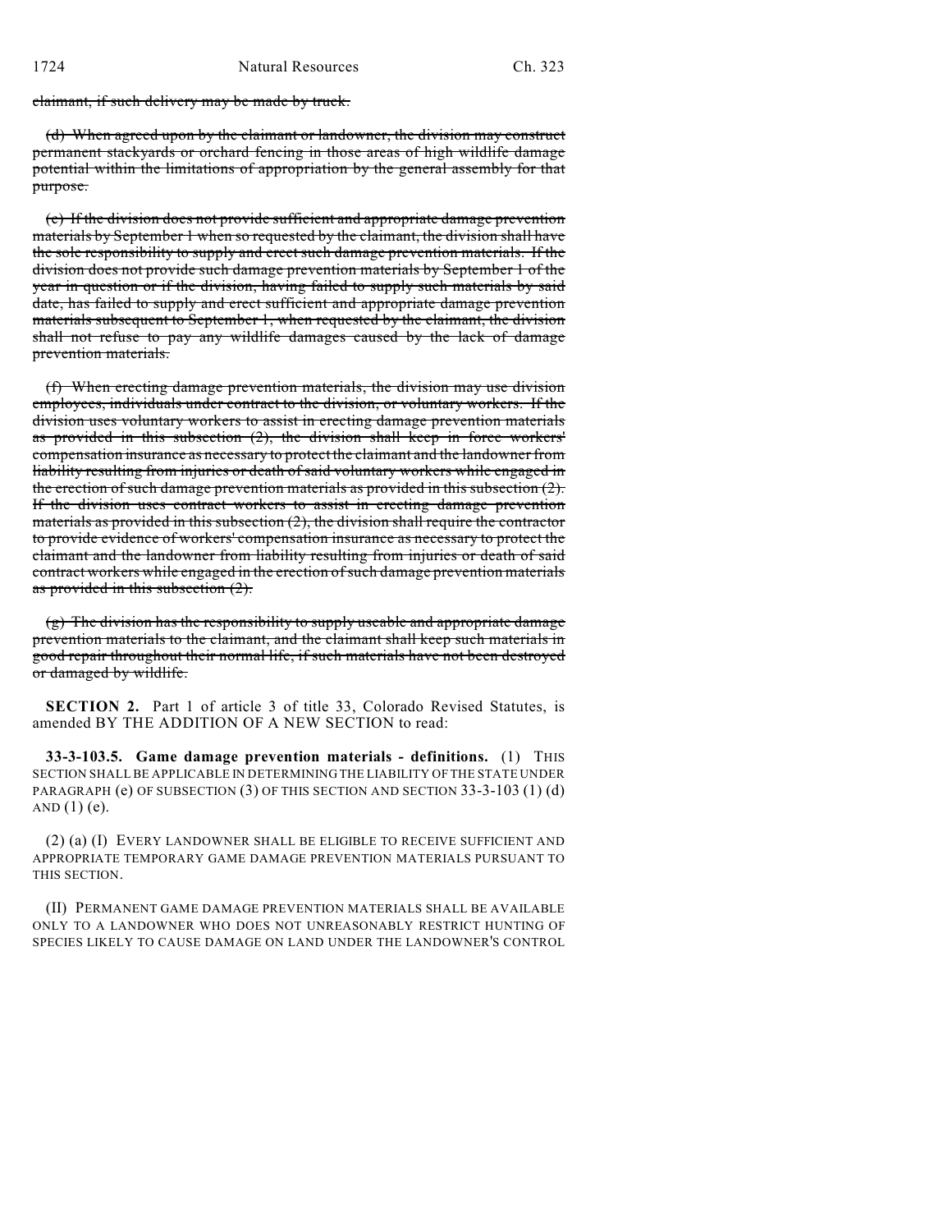~~claimant, if such delivery may be made by truck.~~

~~(d) When agreed upon by the claimant or landowner, the division may construct permanent stackyards or orchard fencing in those areas of high wildlife damage potential within the limitations of appropriation by the general assembly for that purpose.~~

~~(e) If the division does not provide sufficient and appropriate damage prevention materials by September 1 when so requested by the claimant, the division shall have the sole responsibility to supply and erect such damage prevention materials. If the division does not provide such damage prevention materials by September 1 of the year in question or if the division, having failed to supply such materials by said date, has failed to supply and erect sufficient and appropriate damage prevention materials subsequent to September 1, when requested by the claimant, the division shall not refuse to pay any wildlife damages caused by the lack of damage prevention materials.~~

~~(f) When erecting damage prevention materials, the division may use division employees, individuals under contract to the division, or voluntary workers. If the division uses voluntary workers to assist in erecting damage prevention materials as provided in this subsection (2), the division shall keep in force workers' compensation insurance as necessary to protect the claimant and the landowner from liability resulting from injuries or death of said voluntary workers while engaged in the erection of such damage prevention materials as provided in this subsection (2). If the division uses contract workers to assist in erecting damage prevention materials as provided in this subsection (2), the division shall require the contractor to provide evidence of workers' compensation insurance as necessary to protect the claimant and the landowner from liability resulting from injuries or death of said contract workers while engaged in the erection of such damage prevention materials as provided in this subsection (2).~~

~~(g) The division has the responsibility to supply useable and appropriate damage prevention materials to the claimant, and the claimant shall keep such materials in good repair throughout their normal life, if such materials have not been destroyed or damaged by wildlife.~~

**SECTION 2.** Part 1 of article 3 of title 33, Colorado Revised Statutes, is amended BY THE ADDITION OF A NEW SECTION to read:

**33-3-103.5. Game damage prevention materials - definitions.** (1) THIS SECTION SHALL BE APPLICABLE IN DETERMINING THE LIABILITY OF THE STATE UNDER PARAGRAPH (e) OF SUBSECTION (3) OF THIS SECTION AND SECTION 33-3-103 (1) (d) AND (1) (e).

(2) (a) (I) EVERY LANDOWNER SHALL BE ELIGIBLE TO RECEIVE SUFFICIENT AND APPROPRIATE TEMPORARY GAME DAMAGE PREVENTION MATERIALS PURSUANT TO THIS SECTION.

(II) PERMANENT GAME DAMAGE PREVENTION MATERIALS SHALL BE AVAILABLE ONLY TO A LANDOWNER WHO DOES NOT UNREASONABLY RESTRICT HUNTING OF SPECIES LIKELY TO CAUSE DAMAGE ON LAND UNDER THE LANDOWNER'S CONTROL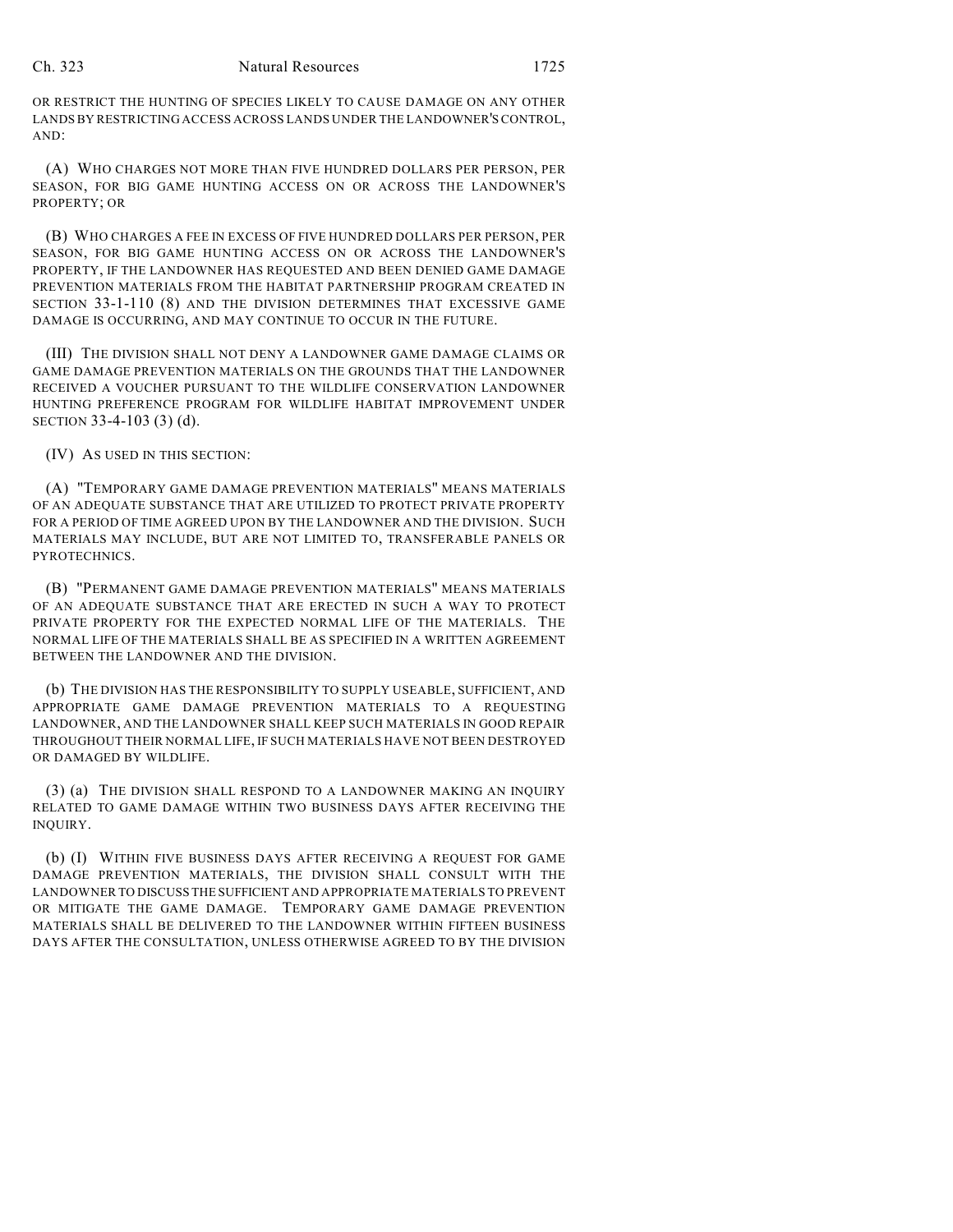OR RESTRICT THE HUNTING OF SPECIES LIKELY TO CAUSE DAMAGE ON ANY OTHER LANDS BY RESTRICTING ACCESS ACROSS LANDS UNDER THE LANDOWNER'S CONTROL, AND:

(A) WHO CHARGES NOT MORE THAN FIVE HUNDRED DOLLARS PER PERSON, PER SEASON, FOR BIG GAME HUNTING ACCESS ON OR ACROSS THE LANDOWNER'S PROPERTY; OR

(B) WHO CHARGES A FEE IN EXCESS OF FIVE HUNDRED DOLLARS PER PERSON, PER SEASON, FOR BIG GAME HUNTING ACCESS ON OR ACROSS THE LANDOWNER'S PROPERTY, IF THE LANDOWNER HAS REQUESTED AND BEEN DENIED GAME DAMAGE PREVENTION MATERIALS FROM THE HABITAT PARTNERSHIP PROGRAM CREATED IN SECTION 33-1-110 (8) AND THE DIVISION DETERMINES THAT EXCESSIVE GAME DAMAGE IS OCCURRING, AND MAY CONTINUE TO OCCUR IN THE FUTURE.

(III) THE DIVISION SHALL NOT DENY A LANDOWNER GAME DAMAGE CLAIMS OR GAME DAMAGE PREVENTION MATERIALS ON THE GROUNDS THAT THE LANDOWNER RECEIVED A VOUCHER PURSUANT TO THE WILDLIFE CONSERVATION LANDOWNER HUNTING PREFERENCE PROGRAM FOR WILDLIFE HABITAT IMPROVEMENT UNDER SECTION 33-4-103 (3) (d).

(IV) AS USED IN THIS SECTION:

(A) "TEMPORARY GAME DAMAGE PREVENTION MATERIALS" MEANS MATERIALS OF AN ADEQUATE SUBSTANCE THAT ARE UTILIZED TO PROTECT PRIVATE PROPERTY FOR A PERIOD OF TIME AGREED UPON BY THE LANDOWNER AND THE DIVISION. SUCH MATERIALS MAY INCLUDE, BUT ARE NOT LIMITED TO, TRANSFERABLE PANELS OR PYROTECHNICS.

(B) "PERMANENT GAME DAMAGE PREVENTION MATERIALS" MEANS MATERIALS OF AN ADEQUATE SUBSTANCE THAT ARE ERECTED IN SUCH A WAY TO PROTECT PRIVATE PROPERTY FOR THE EXPECTED NORMAL LIFE OF THE MATERIALS. THE NORMAL LIFE OF THE MATERIALS SHALL BE AS SPECIFIED IN A WRITTEN AGREEMENT BETWEEN THE LANDOWNER AND THE DIVISION.

(b) THE DIVISION HAS THE RESPONSIBILITY TO SUPPLY USEABLE, SUFFICIENT, AND APPROPRIATE GAME DAMAGE PREVENTION MATERIALS TO A REQUESTING LANDOWNER, AND THE LANDOWNER SHALL KEEP SUCH MATERIALS IN GOOD REPAIR THROUGHOUT THEIR NORMAL LIFE, IF SUCH MATERIALS HAVE NOT BEEN DESTROYED OR DAMAGED BY WILDLIFE.

(3) (a) THE DIVISION SHALL RESPOND TO A LANDOWNER MAKING AN INQUIRY RELATED TO GAME DAMAGE WITHIN TWO BUSINESS DAYS AFTER RECEIVING THE INQUIRY.

(b) (I) WITHIN FIVE BUSINESS DAYS AFTER RECEIVING A REQUEST FOR GAME DAMAGE PREVENTION MATERIALS, THE DIVISION SHALL CONSULT WITH THE LANDOWNER TO DISCUSS THE SUFFICIENT AND APPROPRIATE MATERIALS TO PREVENT OR MITIGATE THE GAME DAMAGE. TEMPORARY GAME DAMAGE PREVENTION MATERIALS SHALL BE DELIVERED TO THE LANDOWNER WITHIN FIFTEEN BUSINESS DAYS AFTER THE CONSULTATION, UNLESS OTHERWISE AGREED TO BY THE DIVISION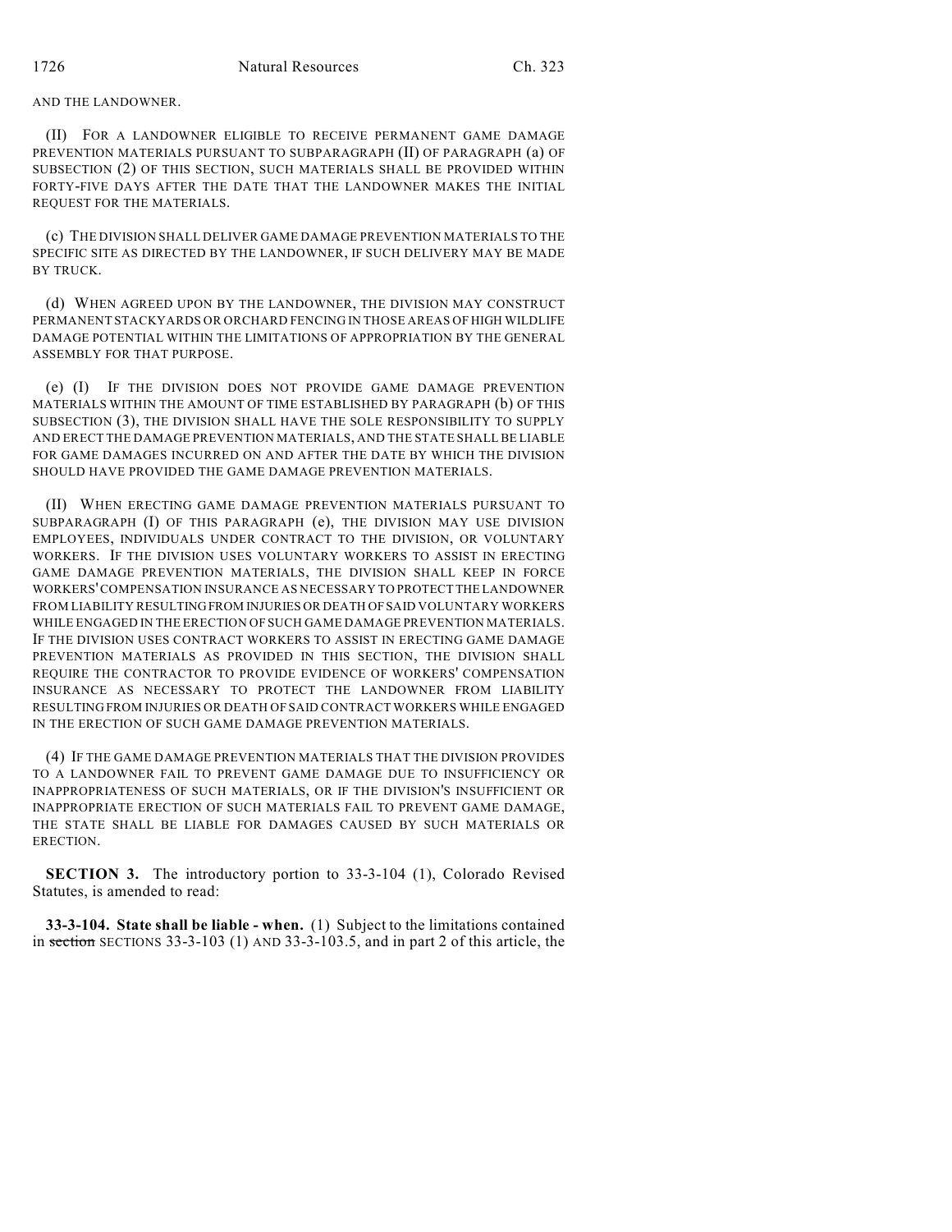AND THE LANDOWNER.

(II) FOR A LANDOWNER ELIGIBLE TO RECEIVE PERMANENT GAME DAMAGE PREVENTION MATERIALS PURSUANT TO SUBPARAGRAPH (II) OF PARAGRAPH (a) OF SUBSECTION (2) OF THIS SECTION, SUCH MATERIALS SHALL BE PROVIDED WITHIN FORTY-FIVE DAYS AFTER THE DATE THAT THE LANDOWNER MAKES THE INITIAL REQUEST FOR THE MATERIALS.

(c) THE DIVISION SHALL DELIVER GAME DAMAGE PREVENTION MATERIALS TO THE SPECIFIC SITE AS DIRECTED BY THE LANDOWNER, IF SUCH DELIVERY MAY BE MADE BY TRUCK.

(d) WHEN AGREED UPON BY THE LANDOWNER, THE DIVISION MAY CONSTRUCT PERMANENT STACKYARDS OR ORCHARD FENCING IN THOSE AREAS OF HIGH WILDLIFE DAMAGE POTENTIAL WITHIN THE LIMITATIONS OF APPROPRIATION BY THE GENERAL ASSEMBLY FOR THAT PURPOSE.

(e) (I) IF THE DIVISION DOES NOT PROVIDE GAME DAMAGE PREVENTION MATERIALS WITHIN THE AMOUNT OF TIME ESTABLISHED BY PARAGRAPH (b) OF THIS SUBSECTION (3), THE DIVISION SHALL HAVE THE SOLE RESPONSIBILITY TO SUPPLY AND ERECT THE DAMAGE PREVENTION MATERIALS, AND THE STATE SHALL BE LIABLE FOR GAME DAMAGES INCURRED ON AND AFTER THE DATE BY WHICH THE DIVISION SHOULD HAVE PROVIDED THE GAME DAMAGE PREVENTION MATERIALS.

(II) WHEN ERECTING GAME DAMAGE PREVENTION MATERIALS PURSUANT TO SUBPARAGRAPH (I) OF THIS PARAGRAPH (e), THE DIVISION MAY USE DIVISION EMPLOYEES, INDIVIDUALS UNDER CONTRACT TO THE DIVISION, OR VOLUNTARY WORKERS. IF THE DIVISION USES VOLUNTARY WORKERS TO ASSIST IN ERECTING GAME DAMAGE PREVENTION MATERIALS, THE DIVISION SHALL KEEP IN FORCE WORKERS' COMPENSATION INSURANCE AS NECESSARY TO PROTECT THE LANDOWNER FROM LIABILITY RESULTING FROM INJURIES OR DEATH OF SAID VOLUNTARY WORKERS WHILE ENGAGED IN THE ERECTION OF SUCH GAME DAMAGE PREVENTION MATERIALS. IF THE DIVISION USES CONTRACT WORKERS TO ASSIST IN ERECTING GAME DAMAGE PREVENTION MATERIALS AS PROVIDED IN THIS SECTION, THE DIVISION SHALL REQUIRE THE CONTRACTOR TO PROVIDE EVIDENCE OF WORKERS' COMPENSATION INSURANCE AS NECESSARY TO PROTECT THE LANDOWNER FROM LIABILITY RESULTING FROM INJURIES OR DEATH OF SAID CONTRACT WORKERS WHILE ENGAGED IN THE ERECTION OF SUCH GAME DAMAGE PREVENTION MATERIALS.

(4) IF THE GAME DAMAGE PREVENTION MATERIALS THAT THE DIVISION PROVIDES TO A LANDOWNER FAIL TO PREVENT GAME DAMAGE DUE TO INSUFFICIENCY OR INAPPROPRIATENESS OF SUCH MATERIALS, OR IF THE DIVISION'S INSUFFICIENT OR INAPPROPRIATE ERECTION OF SUCH MATERIALS FAIL TO PREVENT GAME DAMAGE, THE STATE SHALL BE LIABLE FOR DAMAGES CAUSED BY SUCH MATERIALS OR ERECTION.

**SECTION 3.** The introductory portion to 33-3-104 (1), Colorado Revised Statutes, is amended to read:

**33-3-104. State shall be liable - when.** (1) Subject to the limitations contained in ~~section~~ SECTIONS 33-3-103 (1) AND 33-3-103.5, and in part 2 of this article, the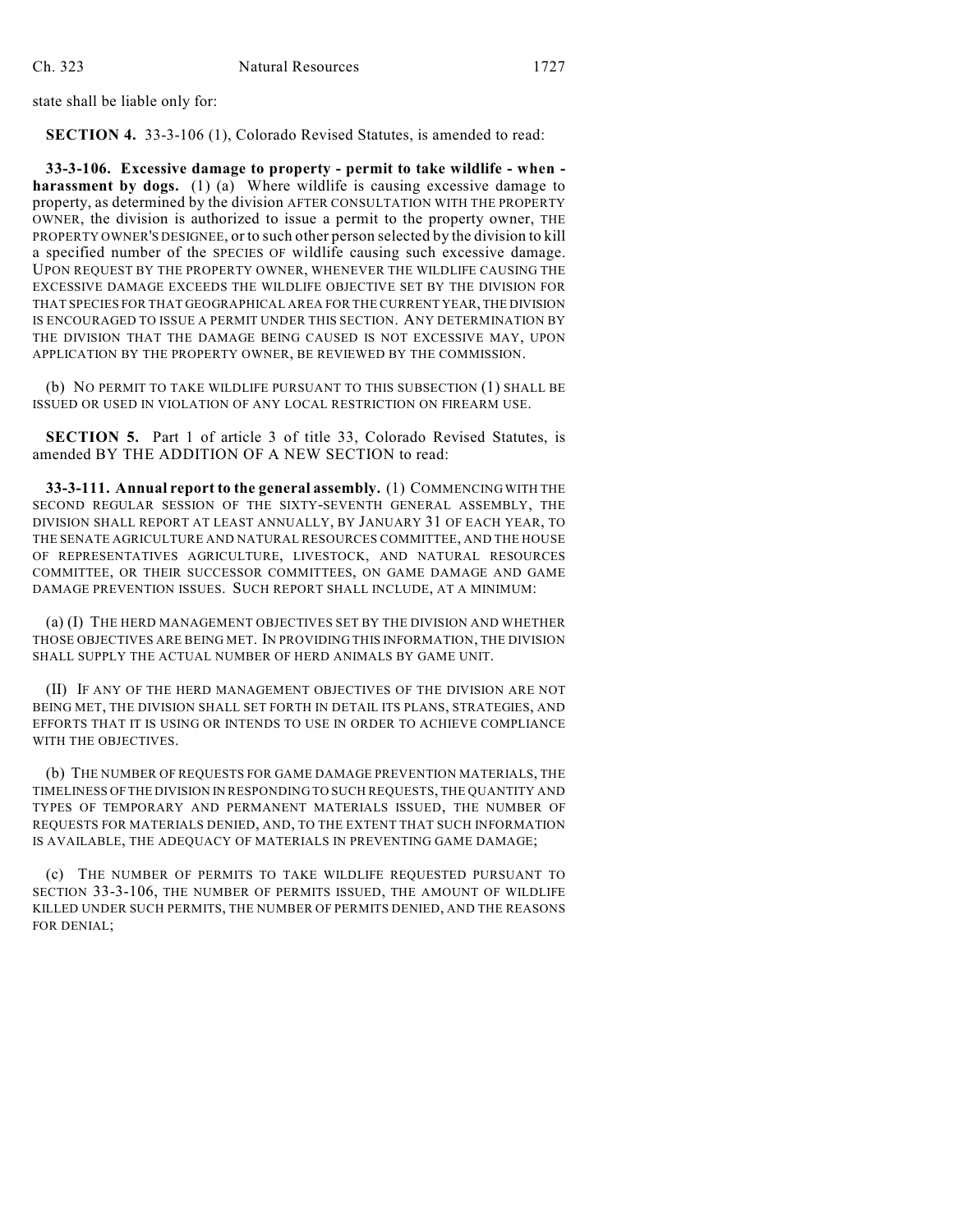state shall be liable only for:

**SECTION 4.** 33-3-106 (1), Colorado Revised Statutes, is amended to read:

**33-3-106. Excessive damage to property - permit to take wildlife - when - harassment by dogs.** (1) (a) Where wildlife is causing excessive damage to property, as determined by the division AFTER CONSULTATION WITH THE PROPERTY OWNER, the division is authorized to issue a permit to the property owner, THE PROPERTY OWNER'S DESIGNEE, or to such other person selected by the division to kill a specified number of the SPECIES OF wildlife causing such excessive damage. UPON REQUEST BY THE PROPERTY OWNER, WHENEVER THE WILDLIFE CAUSING THE EXCESSIVE DAMAGE EXCEEDS THE WILDLIFE OBJECTIVE SET BY THE DIVISION FOR THAT SPECIES FOR THAT GEOGRAPHICAL AREA FOR THE CURRENT YEAR, THE DIVISION IS ENCOURAGED TO ISSUE A PERMIT UNDER THIS SECTION. ANY DETERMINATION BY THE DIVISION THAT THE DAMAGE BEING CAUSED IS NOT EXCESSIVE MAY, UPON APPLICATION BY THE PROPERTY OWNER, BE REVIEWED BY THE COMMISSION.

(b) NO PERMIT TO TAKE WILDLIFE PURSUANT TO THIS SUBSECTION (1) SHALL BE ISSUED OR USED IN VIOLATION OF ANY LOCAL RESTRICTION ON FIREARM USE.

**SECTION 5.** Part 1 of article 3 of title 33, Colorado Revised Statutes, is amended BY THE ADDITION OF A NEW SECTION to read:

**33-3-111. Annual report to the general assembly.** (1) COMMENCING WITH THE SECOND REGULAR SESSION OF THE SIXTY-SEVENTH GENERAL ASSEMBLY, THE DIVISION SHALL REPORT AT LEAST ANNUALLY, BY JANUARY 31 OF EACH YEAR, TO THE SENATE AGRICULTURE AND NATURAL RESOURCES COMMITTEE, AND THE HOUSE OF REPRESENTATIVES AGRICULTURE, LIVESTOCK, AND NATURAL RESOURCES COMMITTEE, OR THEIR SUCCESSOR COMMITTEES, ON GAME DAMAGE AND GAME DAMAGE PREVENTION ISSUES. SUCH REPORT SHALL INCLUDE, AT A MINIMUM:

(a) (I) THE HERD MANAGEMENT OBJECTIVES SET BY THE DIVISION AND WHETHER THOSE OBJECTIVES ARE BEING MET. IN PROVIDING THIS INFORMATION, THE DIVISION SHALL SUPPLY THE ACTUAL NUMBER OF HERD ANIMALS BY GAME UNIT.

(II) IF ANY OF THE HERD MANAGEMENT OBJECTIVES OF THE DIVISION ARE NOT BEING MET, THE DIVISION SHALL SET FORTH IN DETAIL ITS PLANS, STRATEGIES, AND EFFORTS THAT IT IS USING OR INTENDS TO USE IN ORDER TO ACHIEVE COMPLIANCE WITH THE OBJECTIVES.

(b) THE NUMBER OF REQUESTS FOR GAME DAMAGE PREVENTION MATERIALS, THE TIMELINESS OF THE DIVISION IN RESPONDING TO SUCH REQUESTS, THE QUANTITY AND TYPES OF TEMPORARY AND PERMANENT MATERIALS ISSUED, THE NUMBER OF REQUESTS FOR MATERIALS DENIED, AND, TO THE EXTENT THAT SUCH INFORMATION IS AVAILABLE, THE ADEQUACY OF MATERIALS IN PREVENTING GAME DAMAGE;

(c) THE NUMBER OF PERMITS TO TAKE WILDLIFE REQUESTED PURSUANT TO SECTION 33-3-106, THE NUMBER OF PERMITS ISSUED, THE AMOUNT OF WILDLIFE KILLED UNDER SUCH PERMITS, THE NUMBER OF PERMITS DENIED, AND THE REASONS FOR DENIAL;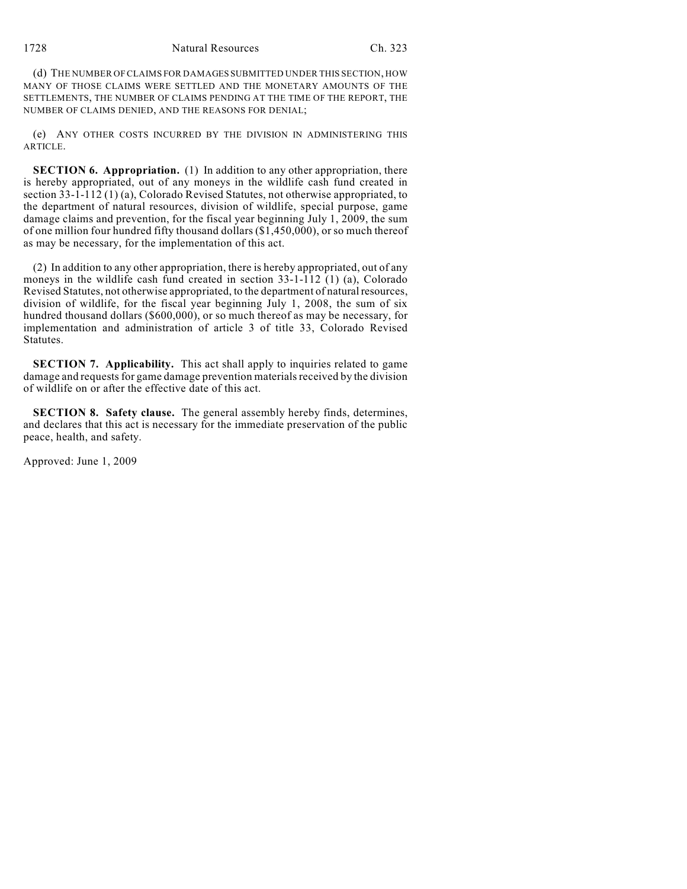(d) THE NUMBER OF CLAIMS FOR DAMAGES SUBMITTED UNDER THIS SECTION, HOW MANY OF THOSE CLAIMS WERE SETTLED AND THE MONETARY AMOUNTS OF THE SETTLEMENTS, THE NUMBER OF CLAIMS PENDING AT THE TIME OF THE REPORT, THE NUMBER OF CLAIMS DENIED, AND THE REASONS FOR DENIAL;

(e) ANY OTHER COSTS INCURRED BY THE DIVISION IN ADMINISTERING THIS ARTICLE.

**SECTION 6. Appropriation.** (1) In addition to any other appropriation, there is hereby appropriated, out of any moneys in the wildlife cash fund created in section 33-1-112 (1) (a), Colorado Revised Statutes, not otherwise appropriated, to the department of natural resources, division of wildlife, special purpose, game damage claims and prevention, for the fiscal year beginning July 1, 2009, the sum of one million four hundred fifty thousand dollars ($1,450,000), or so much thereof as may be necessary, for the implementation of this act.

(2) In addition to any other appropriation, there is hereby appropriated, out of any moneys in the wildlife cash fund created in section 33-1-112 (1) (a), Colorado Revised Statutes, not otherwise appropriated, to the department of natural resources, division of wildlife, for the fiscal year beginning July 1, 2008, the sum of six hundred thousand dollars ($600,000), or so much thereof as may be necessary, for implementation and administration of article 3 of title 33, Colorado Revised Statutes.

**SECTION 7. Applicability.** This act shall apply to inquiries related to game damage and requests for game damage prevention materials received by the division of wildlife on or after the effective date of this act.

**SECTION 8. Safety clause.** The general assembly hereby finds, determines, and declares that this act is necessary for the immediate preservation of the public peace, health, and safety.

Approved: June 1, 2009